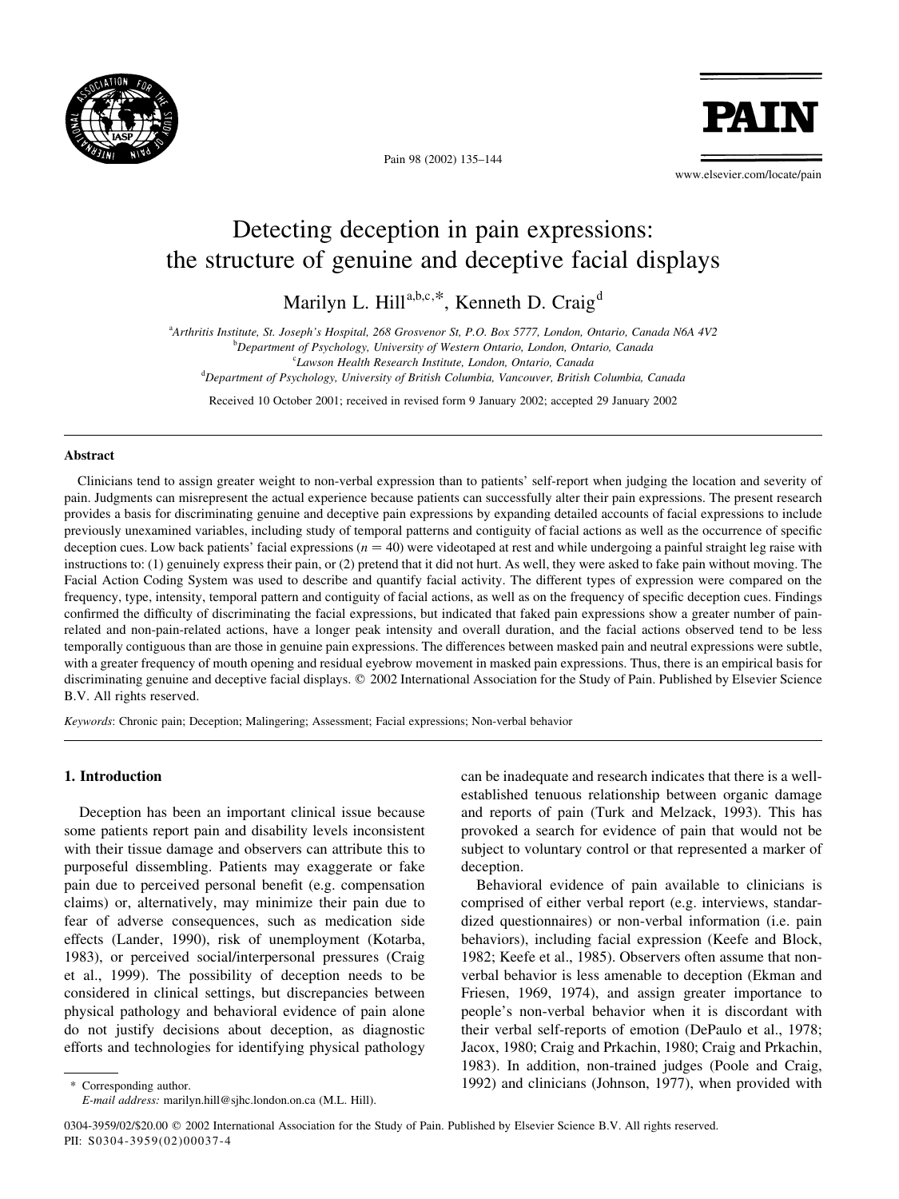# Detecting deception in pain expressions: the structure of genuine and deceptive facial displays

Marilyn L. Hill[a,b,c,*], Kenneth D. Craig[d]

[a]*Arthritis Institute, St. Joseph's Hospital, 268 Grosvenor St, P.O. Box 5777, London, Ontario, Canada N6A 4V2*
[b]*Department of Psychology, University of Western Ontario, London, Ontario, Canada*
[c]*Lawson Health Research Institute, London, Ontario, Canada*
[d]*Department of Psychology, University of British Columbia, Vancouver, British Columbia, Canada*

Received 10 October 2001; received in revised form 9 January 2002; accepted 29 January 2002

## Abstract

Clinicians tend to assign greater weight to non-verbal expression than to patients' self-report when judging the location and severity of pain. Judgments can misrepresent the actual experience because patients can successfully alter their pain expressions. The present research provides a basis for discriminating genuine and deceptive pain expressions by expanding detailed accounts of facial expressions to include previously unexamined variables, including study of temporal patterns and contiguity of facial actions as well as the occurrence of specific deception cues. Low back patients' facial expressions ($n = 40$) were videotaped at rest and while undergoing a painful straight leg raise with instructions to: (1) genuinely express their pain, or (2) pretend that it did not hurt. As well, they were asked to fake pain without moving. The Facial Action Coding System was used to describe and quantify facial activity. The different types of expression were compared on the frequency, type, intensity, temporal pattern and contiguity of facial actions, as well as on the frequency of specific deception cues. Findings confirmed the difficulty of discriminating the facial expressions, but indicated that faked pain expressions show a greater number of pain-related and non-pain-related actions, have a longer peak intensity and overall duration, and the facial actions observed tend to be less temporally contiguous than are those in genuine pain expressions. The differences between masked pain and neutral expressions were subtle, with a greater frequency of mouth opening and residual eyebrow movement in masked pain expressions. Thus, there is an empirical basis for discriminating genuine and deceptive facial displays. © 2002 International Association for the Study of Pain. Published by Elsevier Science B.V. All rights reserved.

*Keywords*: Chronic pain; Deception; Malingering; Assessment; Facial expressions; Non-verbal behavior

## 1. Introduction

Deception has been an important clinical issue because some patients report pain and disability levels inconsistent with their tissue damage and observers can attribute this to purposeful dissembling. Patients may exaggerate or fake pain due to perceived personal benefit (e.g. compensation claims) or, alternatively, may minimize their pain due to fear of adverse consequences, such as medication side effects (Lander, 1990), risk of unemployment (Kotarba, 1983), or perceived social/interpersonal pressures (Craig et al., 1999). The possibility of deception needs to be considered in clinical settings, but discrepancies between physical pathology and behavioral evidence of pain alone do not justify decisions about deception, as diagnostic efforts and technologies for identifying physical pathology can be inadequate and research indicates that there is a well-established tenuous relationship between organic damage and reports of pain (Turk and Melzack, 1993). This has provoked a search for evidence of pain that would not be subject to voluntary control or that represented a marker of deception.

Behavioral evidence of pain available to clinicians is comprised of either verbal report (e.g. interviews, standardized questionnaires) or non-verbal information (i.e. pain behaviors), including facial expression (Keefe and Block, 1982; Keefe et al., 1985). Observers often assume that non-verbal behavior is less amenable to deception (Ekman and Friesen, 1969, 1974), and assign greater importance to people's non-verbal behavior when it is discordant with their verbal self-reports of emotion (DePaulo et al., 1978; Jacox, 1980; Craig and Prkachin, 1980; Craig and Prkachin, 1983). In addition, non-trained judges (Poole and Craig, 1992) and clinicians (Johnson, 1977), when provided with

\* Corresponding author.
*E-mail address:* marilyn.hill@sjhc.london.on.ca (M.L. Hill).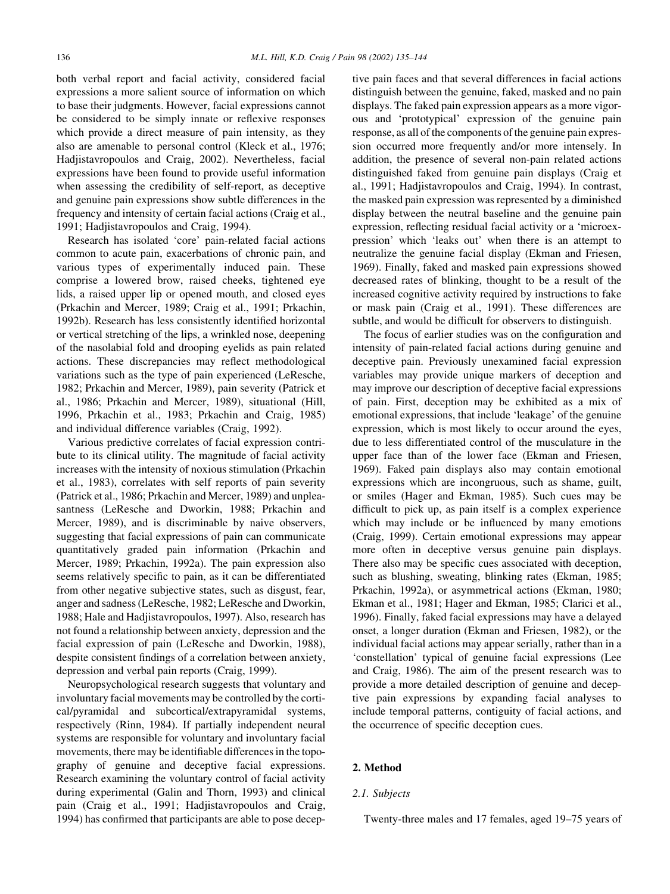both verbal report and facial activity, considered facial expressions a more salient source of information on which to base their judgments. However, facial expressions cannot be considered to be simply innate or reflexive responses which provide a direct measure of pain intensity, as they also are amenable to personal control (Kleck et al., 1976; Hadjistavropoulos and Craig, 2002). Nevertheless, facial expressions have been found to provide useful information when assessing the credibility of self-report, as deceptive and genuine pain expressions show subtle differences in the frequency and intensity of certain facial actions (Craig et al., 1991; Hadjistavropoulos and Craig, 1994).

Research has isolated 'core' pain-related facial actions common to acute pain, exacerbations of chronic pain, and various types of experimentally induced pain. These comprise a lowered brow, raised cheeks, tightened eye lids, a raised upper lip or opened mouth, and closed eyes (Prkachin and Mercer, 1989; Craig et al., 1991; Prkachin, 1992b). Research has less consistently identified horizontal or vertical stretching of the lips, a wrinkled nose, deepening of the nasolabial fold and drooping eyelids as pain related actions. These discrepancies may reflect methodological variations such as the type of pain experienced (LeResche, 1982; Prkachin and Mercer, 1989), pain severity (Patrick et al., 1986; Prkachin and Mercer, 1989), situational (Hill, 1996, Prkachin et al., 1983; Prkachin and Craig, 1985) and individual difference variables (Craig, 1992).

Various predictive correlates of facial expression contribute to its clinical utility. The magnitude of facial activity increases with the intensity of noxious stimulation (Prkachin et al., 1983), correlates with self reports of pain severity (Patrick et al., 1986; Prkachin and Mercer, 1989) and unpleasantness (LeResche and Dworkin, 1988; Prkachin and Mercer, 1989), and is discriminable by naive observers, suggesting that facial expressions of pain can communicate quantitatively graded pain information (Prkachin and Mercer, 1989; Prkachin, 1992a). The pain expression also seems relatively specific to pain, as it can be differentiated from other negative subjective states, such as disgust, fear, anger and sadness (LeResche, 1982; LeResche and Dworkin, 1988; Hale and Hadjistavropoulos, 1997). Also, research has not found a relationship between anxiety, depression and the facial expression of pain (LeResche and Dworkin, 1988), despite consistent findings of a correlation between anxiety, depression and verbal pain reports (Craig, 1999).

Neuropsychological research suggests that voluntary and involuntary facial movements may be controlled by the cortical/pyramidal and subcortical/extrapyramidal systems, respectively (Rinn, 1984). If partially independent neural systems are responsible for voluntary and involuntary facial movements, there may be identifiable differences in the topography of genuine and deceptive facial expressions. Research examining the voluntary control of facial activity during experimental (Galin and Thorn, 1993) and clinical pain (Craig et al., 1991; Hadjistavropoulos and Craig, 1994) has confirmed that participants are able to pose deceptive pain faces and that several differences in facial actions distinguish between the genuine, faked, masked and no pain displays. The faked pain expression appears as a more vigorous and 'prototypical' expression of the genuine pain response, as all of the components of the genuine pain expression occurred more frequently and/or more intensely. In addition, the presence of several non-pain related actions distinguished faked from genuine pain displays (Craig et al., 1991; Hadjistavropoulos and Craig, 1994). In contrast, the masked pain expression was represented by a diminished display between the neutral baseline and the genuine pain expression, reflecting residual facial activity or a 'microexpression' which 'leaks out' when there is an attempt to neutralize the genuine facial display (Ekman and Friesen, 1969). Finally, faked and masked pain expressions showed decreased rates of blinking, thought to be a result of the increased cognitive activity required by instructions to fake or mask pain (Craig et al., 1991). These differences are subtle, and would be difficult for observers to distinguish.

The focus of earlier studies was on the configuration and intensity of pain-related facial actions during genuine and deceptive pain. Previously unexamined facial expression variables may provide unique markers of deception and may improve our description of deceptive facial expressions of pain. First, deception may be exhibited as a mix of emotional expressions, that include 'leakage' of the genuine expression, which is most likely to occur around the eyes, due to less differentiated control of the musculature in the upper face than of the lower face (Ekman and Friesen, 1969). Faked pain displays also may contain emotional expressions which are incongruous, such as shame, guilt, or smiles (Hager and Ekman, 1985). Such cues may be difficult to pick up, as pain itself is a complex experience which may include or be influenced by many emotions (Craig, 1999). Certain emotional expressions may appear more often in deceptive versus genuine pain displays. There also may be specific cues associated with deception, such as blushing, sweating, blinking rates (Ekman, 1985; Prkachin, 1992a), or asymmetrical actions (Ekman, 1980; Ekman et al., 1981; Hager and Ekman, 1985; Clarici et al., 1996). Finally, faked facial expressions may have a delayed onset, a longer duration (Ekman and Friesen, 1982), or the individual facial actions may appear serially, rather than in a 'constellation' typical of genuine facial expressions (Lee and Craig, 1986). The aim of the present research was to provide a more detailed description of genuine and deceptive pain expressions by expanding facial analyses to include temporal patterns, contiguity of facial actions, and the occurrence of specific deception cues.

## 2. Method

### 2.1. Subjects

Twenty-three males and 17 females, aged 19–75 years of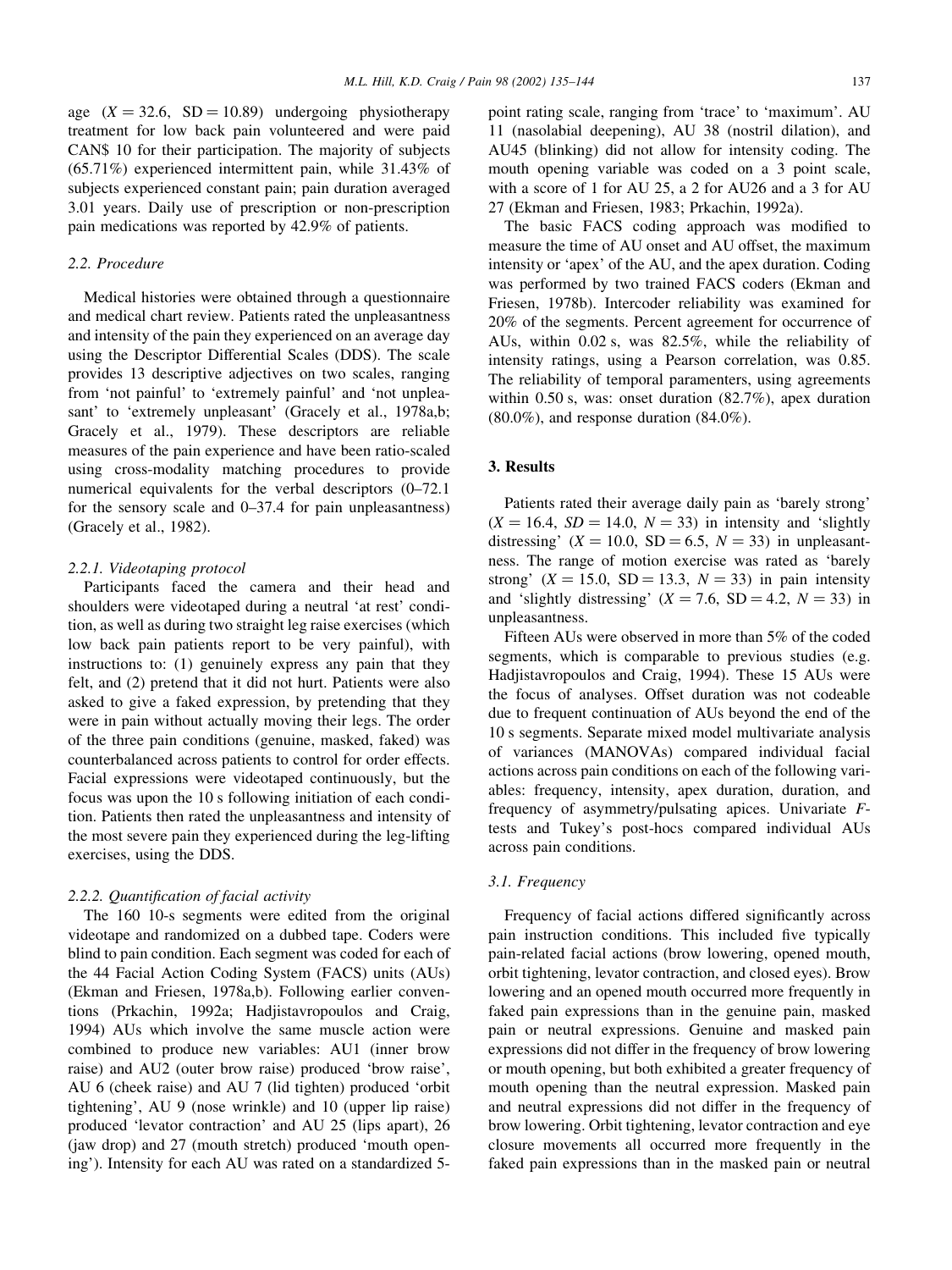age ($X = 32.6$, $SD = 10.89$) undergoing physiotherapy treatment for low back pain volunteered and were paid CAN$ 10 for their participation. The majority of subjects (65.71%) experienced intermittent pain, while 31.43% of subjects experienced constant pain; pain duration averaged 3.01 years. Daily use of prescription or non-prescription pain medications was reported by 42.9% of patients.

### 2.2. Procedure

Medical histories were obtained through a questionnaire and medical chart review. Patients rated the unpleasantness and intensity of the pain they experienced on an average day using the Descriptor Differential Scales (DDS). The scale provides 13 descriptive adjectives on two scales, ranging from 'not painful' to 'extremely painful' and 'not unpleasant' to 'extremely unpleasant' (Gracely et al., 1978a,b; Gracely et al., 1979). These descriptors are reliable measures of the pain experience and have been ratio-scaled using cross-modality matching procedures to provide numerical equivalents for the verbal descriptors (0–72.1 for the sensory scale and 0–37.4 for pain unpleasantness) (Gracely et al., 1982).

#### 2.2.1. Videotaping protocol

Participants faced the camera and their head and shoulders were videotaped during a neutral 'at rest' condition, as well as during two straight leg raise exercises (which low back pain patients report to be very painful), with instructions to: (1) genuinely express any pain that they felt, and (2) pretend that it did not hurt. Patients were also asked to give a faked expression, by pretending that they were in pain without actually moving their legs. The order of the three pain conditions (genuine, masked, faked) was counterbalanced across patients to control for order effects. Facial expressions were videotaped continuously, but the focus was upon the 10 s following initiation of each condition. Patients then rated the unpleasantness and intensity of the most severe pain they experienced during the leg-lifting exercises, using the DDS.

#### 2.2.2. Quantification of facial activity

The 160 10-s segments were edited from the original videotape and randomized on a dubbed tape. Coders were blind to pain condition. Each segment was coded for each of the 44 Facial Action Coding System (FACS) units (AUs) (Ekman and Friesen, 1978a,b). Following earlier conventions (Prkachin, 1992a; Hadjistavropoulos and Craig, 1994) AUs which involve the same muscle action were combined to produce new variables: AU1 (inner brow raise) and AU2 (outer brow raise) produced 'brow raise', AU 6 (cheek raise) and AU 7 (lid tighten) produced 'orbit tightening', AU 9 (nose wrinkle) and 10 (upper lip raise) produced 'levator contraction' and AU 25 (lips apart), 26 (jaw drop) and 27 (mouth stretch) produced 'mouth opening'). Intensity for each AU was rated on a standardized 5-point rating scale, ranging from 'trace' to 'maximum'. AU 11 (nasolabial deepening), AU 38 (nostril dilation), and AU45 (blinking) did not allow for intensity coding. The mouth opening variable was coded on a 3 point scale, with a score of 1 for AU 25, a 2 for AU26 and a 3 for AU 27 (Ekman and Friesen, 1983; Prkachin, 1992a).

The basic FACS coding approach was modified to measure the time of AU onset and AU offset, the maximum intensity or 'apex' of the AU, and the apex duration. Coding was performed by two trained FACS coders (Ekman and Friesen, 1978b). Intercoder reliability was examined for 20% of the segments. Percent agreement for occurrence of AUs, within 0.02 s, was 82.5%, while the reliability of intensity ratings, using a Pearson correlation, was 0.85. The reliability of temporal paramenters, using agreements within 0.50 s, was: onset duration (82.7%), apex duration (80.0%), and response duration (84.0%).

## 3. Results

Patients rated their average daily pain as 'barely strong' ($X = 16.4$, $SD = 14.0$, $N = 33$) in intensity and 'slightly distressing' ($X = 10.0$, $SD = 6.5$, $N = 33$) in unpleasantness. The range of motion exercise was rated as 'barely strong' ($X = 15.0$, $SD = 13.3$, $N = 33$) in pain intensity and 'slightly distressing' ($X = 7.6$, $SD = 4.2$, $N = 33$) in unpleasantness.

Fifteen AUs were observed in more than 5% of the coded segments, which is comparable to previous studies (e.g. Hadjistavropoulos and Craig, 1994). These 15 AUs were the focus of analyses. Offset duration was not codeable due to frequent continuation of AUs beyond the end of the 10 s segments. Separate mixed model multivariate analysis of variances (MANOVAs) compared individual facial actions across pain conditions on each of the following variables: frequency, intensity, apex duration, duration, and frequency of asymmetry/pulsating apices. Univariate $F$-tests and Tukey's post-hocs compared individual AUs across pain conditions.

### 3.1. Frequency

Frequency of facial actions differed significantly across pain instruction conditions. This included five typically pain-related facial actions (brow lowering, opened mouth, orbit tightening, levator contraction, and closed eyes). Brow lowering and an opened mouth occurred more frequently in faked pain expressions than in the genuine pain, masked pain or neutral expressions. Genuine and masked pain expressions did not differ in the frequency of brow lowering or mouth opening, but both exhibited a greater frequency of mouth opening than the neutral expression. Masked pain and neutral expressions did not differ in the frequency of brow lowering. Orbit tightening, levator contraction and eye closure movements all occurred more frequently in the faked pain expressions than in the masked pain or neutral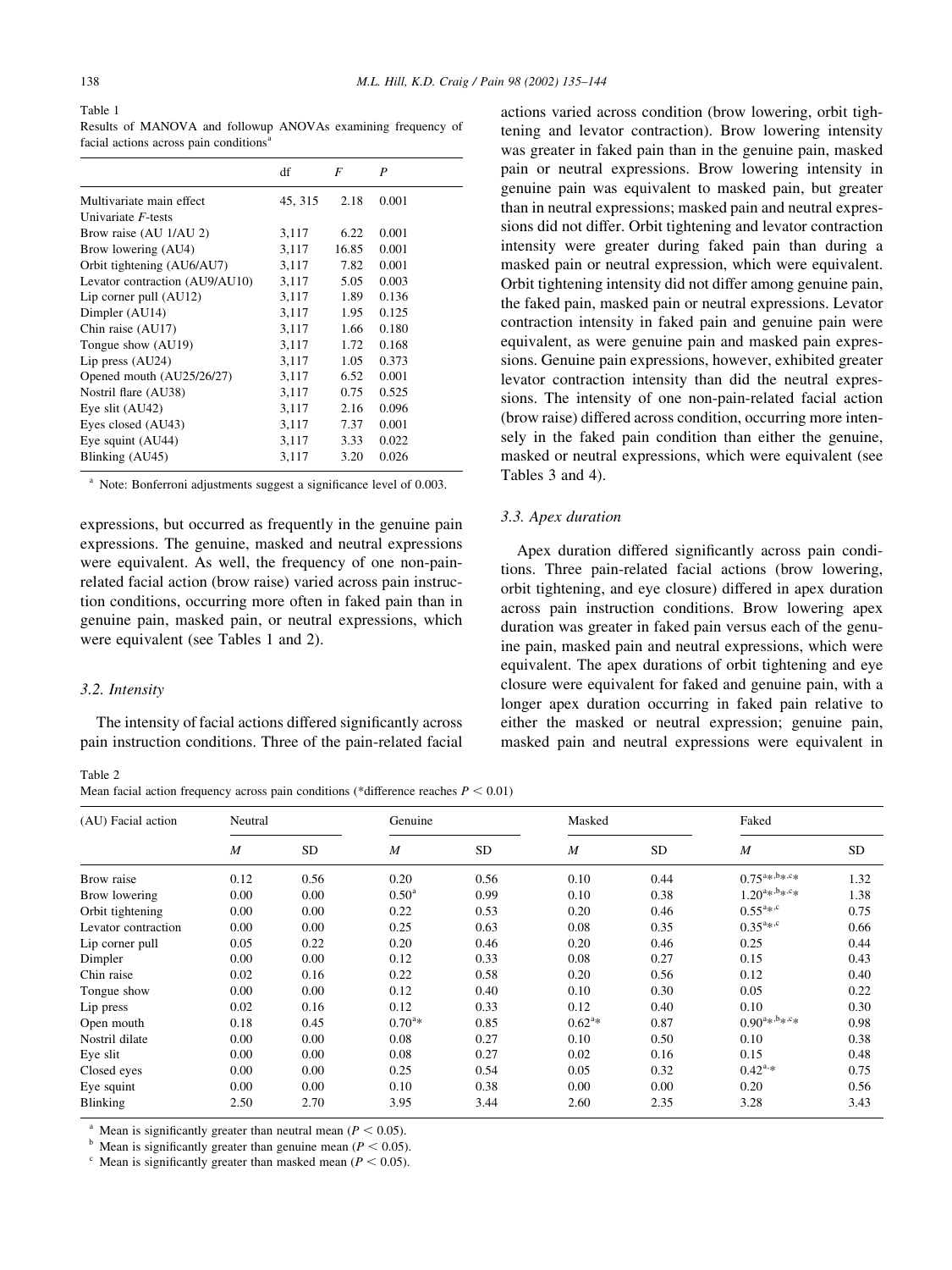Table 1
Results of MANOVA and followup ANOVAs examining frequency of facial actions across pain conditions[a]

| | df | $F$ | $P$ |
|---|---|---|---|
| Multivariate main effect | 45, 315 | 2.18 | 0.001 |
| Univariate $F$-tests | | | |
| Brow raise (AU 1/AU 2) | 3,117 | 6.22 | 0.001 |
| Brow lowering (AU4) | 3,117 | 16.85 | 0.001 |
| Orbit tightening (AU6/AU7) | 3,117 | 7.82 | 0.001 |
| Levator contraction (AU9/AU10) | 3,117 | 5.05 | 0.003 |
| Lip corner pull (AU12) | 3,117 | 1.89 | 0.136 |
| Dimpler (AU14) | 3,117 | 1.95 | 0.125 |
| Chin raise (AU17) | 3,117 | 1.66 | 0.180 |
| Tongue show (AU19) | 3,117 | 1.72 | 0.168 |
| Lip press (AU24) | 3,117 | 1.05 | 0.373 |
| Opened mouth (AU25/26/27) | 3,117 | 6.52 | 0.001 |
| Nostril flare (AU38) | 3,117 | 0.75 | 0.525 |
| Eye slit (AU42) | 3,117 | 2.16 | 0.096 |
| Eyes closed (AU43) | 3,117 | 7.37 | 0.001 |
| Eye squint (AU44) | 3,117 | 3.33 | 0.022 |
| Blinking (AU45) | 3,117 | 3.20 | 0.026 |

[a] Note: Bonferroni adjustments suggest a significance level of 0.003.

expressions, but occurred as frequently in the genuine pain expressions. The genuine, masked and neutral expressions were equivalent. As well, the frequency of one non-pain-related facial action (brow raise) varied across pain instruction conditions, occurring more often in faked pain than in genuine pain, masked pain, or neutral expressions, which were equivalent (see Tables 1 and 2).

### 3.2. Intensity

The intensity of facial actions differed significantly across pain instruction conditions. Three of the pain-related facial actions varied across condition (brow lowering, orbit tightening and levator contraction). Brow lowering intensity was greater in faked pain than in the genuine pain, masked pain or neutral expressions. Brow lowering intensity in genuine pain was equivalent to masked pain, but greater than in neutral expressions; masked pain and neutral expressions did not differ. Orbit tightening and levator contraction intensity were greater during faked pain than during a masked pain or neutral expression, which were equivalent. Orbit tightening intensity did not differ among genuine pain, the faked pain, masked pain or neutral expressions. Levator contraction intensity in faked pain and genuine pain were equivalent, as were genuine pain and masked pain expressions. Genuine pain expressions, however, exhibited greater levator contraction intensity than did the neutral expressions. The intensity of one non-pain-related facial action (brow raise) differed across condition, occurring more intensely in the faked pain condition than either the genuine, masked or neutral expressions, which were equivalent (see Tables 3 and 4).

### 3.3. Apex duration

Apex duration differed significantly across pain conditions. Three pain-related facial actions (brow lowering, orbit tightening, and eye closure) differed in apex duration across pain instruction conditions. Brow lowering apex duration was greater in faked pain versus each of the genuine pain, masked pain and neutral expressions, which were equivalent. The apex durations of orbit tightening and eye closure were equivalent for faked and genuine pain, with a longer apex duration occurring in faked pain relative to either the masked or neutral expression; genuine pain, masked pain and neutral expressions were equivalent in

Table 2
Mean facial action frequency across pain conditions (*difference reaches $P < 0.01$)

| (AU) Facial action | Neutral | | Genuine | | Masked | | Faked | |
|---|---|---|---|---|---|---|---|---|
| | $M$ | SD | $M$ | SD | $M$ | SD | $M$ | SD |
| Brow raise | 0.12 | 0.56 | 0.20 | 0.56 | 0.10 | 0.44 | 0.75[a*,b*,c*] | 1.32 |
| Brow lowering | 0.00 | 0.00 | 0.50[a] | 0.99 | 0.10 | 0.38 | 1.20[a*,b*,c*] | 1.38 |
| Orbit tightening | 0.00 | 0.00 | 0.22 | 0.53 | 0.20 | 0.46 | 0.55[a*,c] | 0.75 |
| Levator contraction | 0.00 | 0.00 | 0.25 | 0.63 | 0.08 | 0.35 | 0.35[a*,c] | 0.66 |
| Lip corner pull | 0.05 | 0.22 | 0.20 | 0.46 | 0.20 | 0.46 | 0.25 | 0.44 |
| Dimpler | 0.00 | 0.00 | 0.12 | 0.33 | 0.08 | 0.27 | 0.15 | 0.43 |
| Chin raise | 0.02 | 0.16 | 0.22 | 0.58 | 0.20 | 0.56 | 0.12 | 0.40 |
| Tongue show | 0.00 | 0.00 | 0.12 | 0.40 | 0.10 | 0.30 | 0.05 | 0.22 |
| Lip press | 0.02 | 0.16 | 0.12 | 0.33 | 0.12 | 0.40 | 0.10 | 0.30 |
| Open mouth | 0.18 | 0.45 | 0.70[a*] | 0.85 | 0.62[a*] | 0.87 | 0.90[a*,b*,c*] | 0.98 |
| Nostril dilate | 0.00 | 0.00 | 0.08 | 0.27 | 0.10 | 0.50 | 0.10 | 0.38 |
| Eye slit | 0.00 | 0.00 | 0.08 | 0.27 | 0.02 | 0.16 | 0.15 | 0.48 |
| Closed eyes | 0.00 | 0.00 | 0.25 | 0.54 | 0.05 | 0.32 | 0.42[a,*] | 0.75 |
| Eye squint | 0.00 | 0.00 | 0.10 | 0.38 | 0.00 | 0.00 | 0.20 | 0.56 |
| Blinking | 2.50 | 2.70 | 3.95 | 3.44 | 2.60 | 2.35 | 3.28 | 3.43 |

[a] Mean is significantly greater than neutral mean ($P < 0.05$).
[b] Mean is significantly greater than genuine mean ($P < 0.05$).
[c] Mean is significantly greater than masked mean ($P < 0.05$).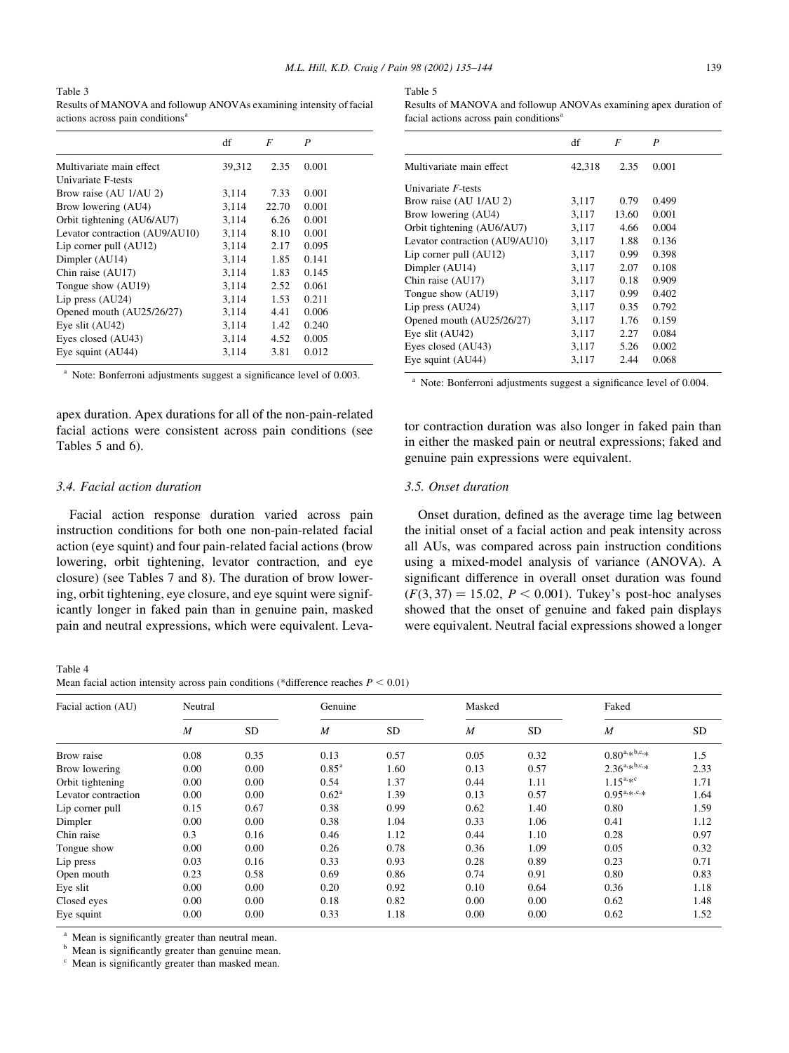Table 3
Results of MANOVA and followup ANOVAs examining intensity of facial actions across pain conditions[a]

| | df | $F$ | $P$ |
|---|---|---|---|
| Multivariate main effect | 39,312 | 2.35 | 0.001 |
| Univariate F-tests | | | |
| Brow raise (AU 1/AU 2) | 3,114 | 7.33 | 0.001 |
| Brow lowering (AU4) | 3,114 | 22.70 | 0.001 |
| Orbit tightening (AU6/AU7) | 3,114 | 6.26 | 0.001 |
| Levator contraction (AU9/AU10) | 3,114 | 8.10 | 0.001 |
| Lip corner pull (AU12) | 3,114 | 2.17 | 0.095 |
| Dimpler (AU14) | 3,114 | 1.85 | 0.141 |
| Chin raise (AU17) | 3,114 | 1.83 | 0.145 |
| Tongue show (AU19) | 3,114 | 2.52 | 0.061 |
| Lip press (AU24) | 3,114 | 1.53 | 0.211 |
| Opened mouth (AU25/26/27) | 3,114 | 4.41 | 0.006 |
| Eye slit (AU42) | 3,114 | 1.42 | 0.240 |
| Eyes closed (AU43) | 3,114 | 4.52 | 0.005 |
| Eye squint (AU44) | 3,114 | 3.81 | 0.012 |

[a] Note: Bonferroni adjustments suggest a significance level of 0.003.

apex duration. Apex durations for all of the non-pain-related facial actions were consistent across pain conditions (see Tables 5 and 6).

### 3.4. Facial action duration

Facial action response duration varied across pain instruction conditions for both one non-pain-related facial action (eye squint) and four pain-related facial actions (brow lowering, orbit tightening, levator contraction, and eye closure) (see Tables 7 and 8). The duration of brow lowering, orbit tightening, eye closure, and eye squint were significantly longer in faked pain than in genuine pain, masked pain and neutral expressions, which were equivalent. Levator contraction duration was also longer in faked pain than in either the masked pain or neutral expressions; faked and genuine pain expressions were equivalent.

Table 5
Results of MANOVA and followup ANOVAs examining apex duration of facial actions across pain conditions[a]

| | df | $F$ | $P$ |
|---|---|---|---|
| Multivariate main effect | 42,318 | 2.35 | 0.001 |
| Univariate $F$-tests | | | |
| Brow raise (AU 1/AU 2) | 3,117 | 0.79 | 0.499 |
| Brow lowering (AU4) | 3,117 | 13.60 | 0.001 |
| Orbit tightening (AU6/AU7) | 3,117 | 4.66 | 0.004 |
| Levator contraction (AU9/AU10) | 3,117 | 1.88 | 0.136 |
| Lip corner pull (AU12) | 3,117 | 0.99 | 0.398 |
| Dimpler (AU14) | 3,117 | 2.07 | 0.108 |
| Chin raise (AU17) | 3,117 | 0.18 | 0.909 |
| Tongue show (AU19) | 3,117 | 0.99 | 0.402 |
| Lip press (AU24) | 3,117 | 0.35 | 0.792 |
| Opened mouth (AU25/26/27) | 3,117 | 1.76 | 0.159 |
| Eye slit (AU42) | 3,117 | 2.27 | 0.084 |
| Eyes closed (AU43) | 3,117 | 5.26 | 0.002 |
| Eye squint (AU44) | 3,117 | 2.44 | 0.068 |

[a] Note: Bonferroni adjustments suggest a significance level of 0.004.

### 3.5. Onset duration

Onset duration, defined as the average time lag between the initial onset of a facial action and peak intensity across all AUs, was compared across pain instruction conditions using a mixed-model analysis of variance (ANOVA). A significant difference in overall onset duration was found ($F(3, 37) = 15.02$, $P < 0.001$). Tukey's post-hoc analyses showed that the onset of genuine and faked pain displays were equivalent. Neutral facial expressions showed a longer

Table 4
Mean facial action intensity across pain conditions (*difference reaches $P < 0.01$)

| Facial action (AU) | Neutral | | Genuine | | Masked | | Faked | |
|---|---|---|---|---|---|---|---|---|
| | $M$ | SD | $M$ | SD | $M$ | SD | $M$ | SD |
| Brow raise | 0.08 | 0.35 | 0.13 | 0.57 | 0.05 | 0.32 | 0.80[a,*b,c,*] | 1.5 |
| Brow lowering | 0.00 | 0.00 | 0.85[a] | 1.60 | 0.13 | 0.57 | 2.36[a,*b,c,*] | 2.33 |
| Orbit tightening | 0.00 | 0.00 | 0.54 | 1.37 | 0.44 | 1.11 | 1.15[a,*c] | 1.71 |
| Levator contraction | 0.00 | 0.00 | 0.62[a] | 1.39 | 0.13 | 0.57 | 0.95[a,*,c,*] | 1.64 |
| Lip corner pull | 0.15 | 0.67 | 0.38 | 0.99 | 0.62 | 1.40 | 0.80 | 1.59 |
| Dimpler | 0.00 | 0.00 | 0.38 | 1.04 | 0.33 | 1.06 | 0.41 | 1.12 |
| Chin raise | 0.3 | 0.16 | 0.46 | 1.12 | 0.44 | 1.10 | 0.28 | 0.97 |
| Tongue show | 0.00 | 0.00 | 0.26 | 0.78 | 0.36 | 1.09 | 0.05 | 0.32 |
| Lip press | 0.03 | 0.16 | 0.33 | 0.93 | 0.28 | 0.89 | 0.23 | 0.71 |
| Open mouth | 0.23 | 0.58 | 0.69 | 0.86 | 0.74 | 0.91 | 0.80 | 0.83 |
| Eye slit | 0.00 | 0.00 | 0.20 | 0.92 | 0.10 | 0.64 | 0.36 | 1.18 |
| Closed eyes | 0.00 | 0.00 | 0.18 | 0.82 | 0.00 | 0.00 | 0.62 | 1.48 |
| Eye squint | 0.00 | 0.00 | 0.33 | 1.18 | 0.00 | 0.00 | 0.62 | 1.52 |

[a] Mean is significantly greater than neutral mean.
[b] Mean is significantly greater than genuine mean.
[c] Mean is significantly greater than masked mean.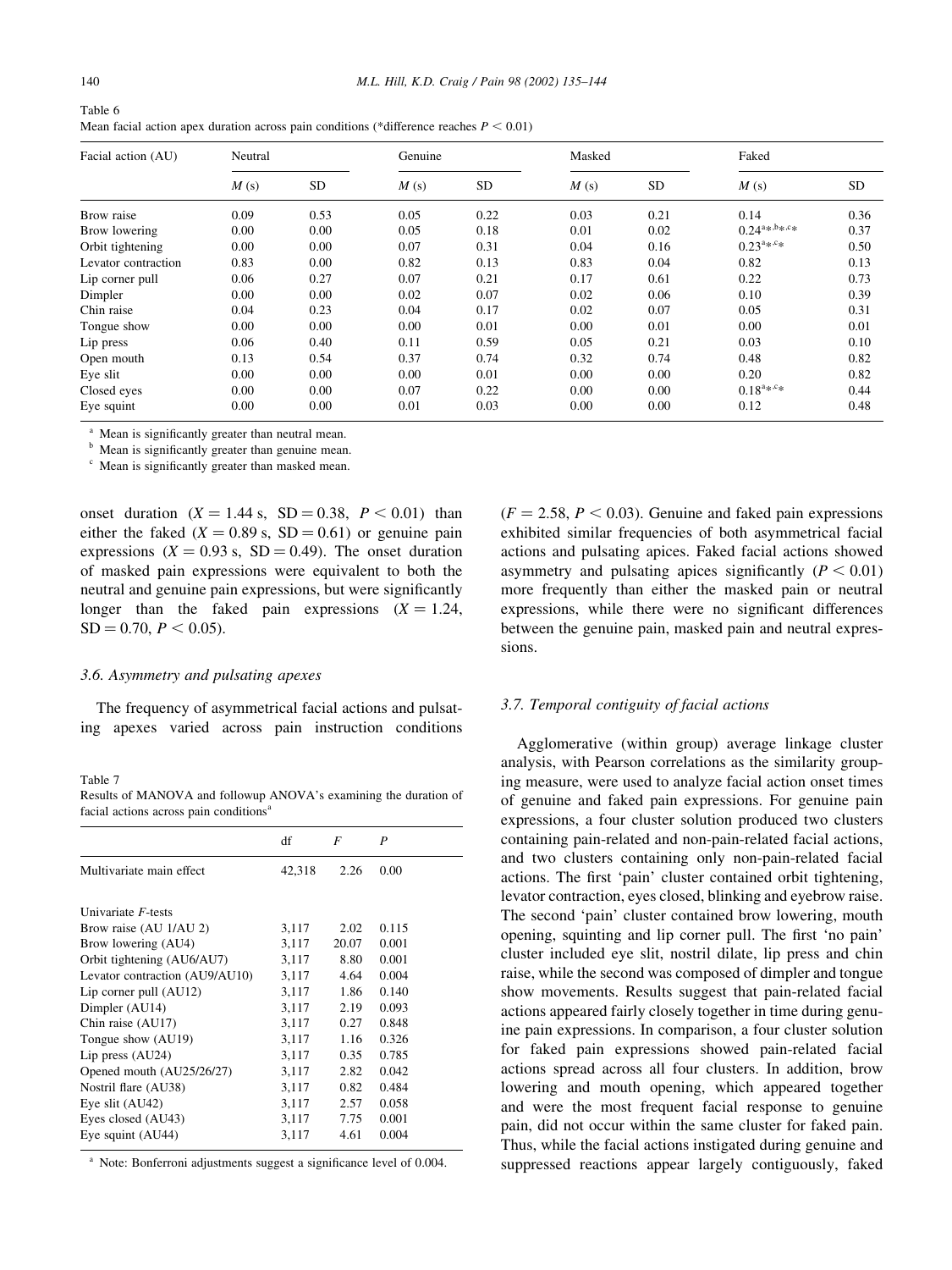Table 6
Mean facial action apex duration across pain conditions (*difference reaches $P < 0.01$)

| Facial action (AU) | Neutral | | Genuine | | Masked | | Faked | |
|---|---|---|---|---|---|---|---|---|
| | $M$ (s) | SD | $M$ (s) | SD | $M$ (s) | SD | $M$ (s) | SD |
| Brow raise | 0.09 | 0.53 | 0.05 | 0.22 | 0.03 | 0.21 | 0.14 | 0.36 |
| Brow lowering | 0.00 | 0.00 | 0.05 | 0.18 | 0.01 | 0.02 | 0.24[a*,b*,c*] | 0.37 |
| Orbit tightening | 0.00 | 0.00 | 0.07 | 0.31 | 0.04 | 0.16 | 0.23[a*,c*] | 0.50 |
| Levator contraction | 0.83 | 0.00 | 0.82 | 0.13 | 0.83 | 0.04 | 0.82 | 0.13 |
| Lip corner pull | 0.06 | 0.27 | 0.07 | 0.21 | 0.17 | 0.61 | 0.22 | 0.73 |
| Dimpler | 0.00 | 0.00 | 0.02 | 0.07 | 0.02 | 0.06 | 0.10 | 0.39 |
| Chin raise | 0.04 | 0.23 | 0.04 | 0.17 | 0.02 | 0.07 | 0.05 | 0.31 |
| Tongue show | 0.00 | 0.00 | 0.00 | 0.01 | 0.00 | 0.01 | 0.00 | 0.01 |
| Lip press | 0.06 | 0.40 | 0.11 | 0.59 | 0.05 | 0.21 | 0.03 | 0.10 |
| Open mouth | 0.13 | 0.54 | 0.37 | 0.74 | 0.32 | 0.74 | 0.48 | 0.82 |
| Eye slit | 0.00 | 0.00 | 0.00 | 0.01 | 0.00 | 0.00 | 0.20 | 0.82 |
| Closed eyes | 0.00 | 0.00 | 0.07 | 0.22 | 0.00 | 0.00 | 0.18[a*,c*] | 0.44 |
| Eye squint | 0.00 | 0.00 | 0.01 | 0.03 | 0.00 | 0.00 | 0.12 | 0.48 |

[a] Mean is significantly greater than neutral mean.
[b] Mean is significantly greater than genuine mean.
[c] Mean is significantly greater than masked mean.

onset duration ($X = 1.44$ s, $\text{SD} = 0.38$, $P < 0.01$) than either the faked ($X = 0.89$ s, $\text{SD} = 0.61$) or genuine pain expressions ($X = 0.93$ s, $\text{SD} = 0.49$). The onset duration of masked pain expressions were equivalent to both the neutral and genuine pain expressions, but were significantly longer than the faked pain expressions ($X = 1.24$, $\text{SD} = 0.70$, $P < 0.05$).

### 3.6. Asymmetry and pulsating apexes

The frequency of asymmetrical facial actions and pulsating apexes varied across pain instruction conditions ($F = 2.58$, $P < 0.03$). Genuine and faked pain expressions exhibited similar frequencies of both asymmetrical facial actions and pulsating apices. Faked facial actions showed asymmetry and pulsating apices significantly ($P < 0.01$) more frequently than either the masked pain or neutral expressions, while there were no significant differences between the genuine pain, masked pain and neutral expressions.

Table 7
Results of MANOVA and followup ANOVA's examining the duration of facial actions across pain conditions[a]

| | df | $F$ | $P$ |
|---|---|---|---|
| Multivariate main effect | 42,318 | 2.26 | 0.00 |
| Univariate $F$-tests | | | |
| Brow raise (AU 1/AU 2) | 3,117 | 2.02 | 0.115 |
| Brow lowering (AU4) | 3,117 | 20.07 | 0.001 |
| Orbit tightening (AU6/AU7) | 3,117 | 8.80 | 0.001 |
| Levator contraction (AU9/AU10) | 3,117 | 4.64 | 0.004 |
| Lip corner pull (AU12) | 3,117 | 1.86 | 0.140 |
| Dimpler (AU14) | 3,117 | 2.19 | 0.093 |
| Chin raise (AU17) | 3,117 | 0.27 | 0.848 |
| Tongue show (AU19) | 3,117 | 1.16 | 0.326 |
| Lip press (AU24) | 3,117 | 0.35 | 0.785 |
| Opened mouth (AU25/26/27) | 3,117 | 2.82 | 0.042 |
| Nostril flare (AU38) | 3,117 | 0.82 | 0.484 |
| Eye slit (AU42) | 3,117 | 2.57 | 0.058 |
| Eyes closed (AU43) | 3,117 | 7.75 | 0.001 |
| Eye squint (AU44) | 3,117 | 4.61 | 0.004 |

[a] Note: Bonferroni adjustments suggest a significance level of 0.004.

### 3.7. Temporal contiguity of facial actions

Agglomerative (within group) average linkage cluster analysis, with Pearson correlations as the similarity grouping measure, were used to analyze facial action onset times of genuine and faked pain expressions. For genuine pain expressions, a four cluster solution produced two clusters containing pain-related and non-pain-related facial actions, and two clusters containing only non-pain-related facial actions. The first 'pain' cluster contained orbit tightening, levator contraction, eyes closed, blinking and eyebrow raise. The second 'pain' cluster contained brow lowering, mouth opening, squinting and lip corner pull. The first 'no pain' cluster included eye slit, nostril dilate, lip press and chin raise, while the second was composed of dimpler and tongue show movements. Results suggest that pain-related facial actions appeared fairly closely together in time during genuine pain expressions. In comparison, a four cluster solution for faked pain expressions showed pain-related facial actions spread across all four clusters. In addition, brow lowering and mouth opening, which appeared together and were the most frequent facial response to genuine pain, did not occur within the same cluster for faked pain. Thus, while the facial actions instigated during genuine and suppressed reactions appear largely contiguously, faked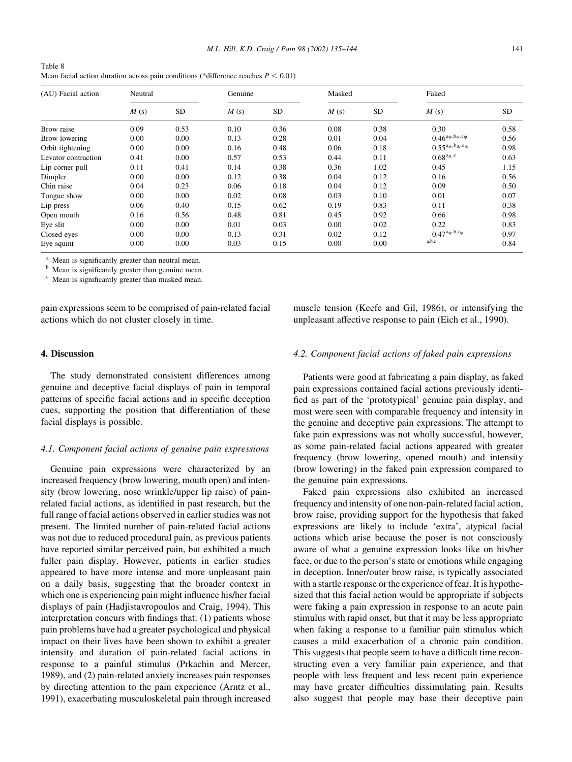Table 8
Mean facial action duration across pain conditions (*difference reaches $P < 0.01$)

| (AU) Facial action | Neutral | | Genuine | | Masked | | Faked | |
|---|---|---|---|---|---|---|---|---|
| | $M$ (s) | SD | $M$ (s) | SD | $M$ (s) | SD | $M$ (s) | SD |
| Brow raise | 0.09 | 0.53 | 0.10 | 0.36 | 0.08 | 0.38 | 0.30 | 0.58 |
| Brow lowering | 0.00 | 0.00 | 0.13 | 0.28 | 0.01 | 0.04 | $0.46^{a*,b*,c*}$ | 0.56 |
| Orbit tightening | 0.00 | 0.00 | 0.16 | 0.48 | 0.06 | 0.18 | $0.55^{a*,b*,c*}$ | 0.98 |
| Levator contraction | 0.41 | 0.00 | 0.57 | 0.53 | 0.44 | 0.11 | $0.68^{a*,c}$ | 0.63 |
| Lip corner pull | 0.11 | 0.41 | 0.14 | 0.38 | 0.36 | 1.02 | 0.45 | 1.15 |
| Dimpler | 0.00 | 0.00 | 0.12 | 0.38 | 0.04 | 0.12 | 0.16 | 0.56 |
| Chin raise | 0.04 | 0.23 | 0.06 | 0.18 | 0.04 | 0.12 | 0.09 | 0.50 |
| Tongue show | 0.00 | 0.00 | 0.02 | 0.08 | 0.03 | 0.10 | 0.01 | 0.07 |
| Lip press | 0.06 | 0.40 | 0.15 | 0.62 | 0.19 | 0.83 | 0.11 | 0.38 |
| Open mouth | 0.16 | 0.56 | 0.48 | 0.81 | 0.45 | 0.92 | 0.66 | 0.98 |
| Eye slit | 0.00 | 0.00 | 0.01 | 0.03 | 0.00 | 0.02 | 0.22 | 0.83 |
| Closed eyes | 0.00 | 0.00 | 0.13 | 0.31 | 0.02 | 0.12 | $0.47^{a*,b,c*}$ | 0.97 |
| Eye squint | 0.00 | 0.00 | 0.03 | 0.15 | 0.00 | 0.00 | $^{a,b,c}$ | 0.84 |

[a] Mean is significantly greater than neutral mean.

[b] Mean is significantly greater than genuine mean.

[c] Mean is significantly greater than masked mean.

pain expressions seem to be comprised of pain-related facial actions which do not cluster closely in time.

## 4. Discussion

The study demonstrated consistent differences among genuine and deceptive facial displays of pain in temporal patterns of specific facial actions and in specific deception cues, supporting the position that differentiation of these facial displays is possible.

### 4.1. Component facial actions of genuine pain expressions

Genuine pain expressions were characterized by an increased frequency (brow lowering, mouth open) and intensity (brow lowering, nose wrinkle/upper lip raise) of pain-related facial actions, as identified in past research, but the full range of facial actions observed in earlier studies was not present. The limited number of pain-related facial actions was not due to reduced procedural pain, as previous patients have reported similar perceived pain, but exhibited a much fuller pain display. However, patients in earlier studies appeared to have more intense and more unpleasant pain on a daily basis, suggesting that the broader context in which one is experiencing pain might influence his/her facial displays of pain (Hadjistavropoulos and Craig, 1994). This interpretation concurs with findings that: (1) patients whose pain problems have had a greater psychological and physical impact on their lives have been shown to exhibit a greater intensity and duration of pain-related facial actions in response to a painful stimulus (Prkachin and Mercer, 1989), and (2) pain-related anxiety increases pain responses by directing attention to the pain experience (Arntz et al., 1991), exacerbating musculoskeletal pain through increased muscle tension (Keefe and Gil, 1986), or intensifying the unpleasant affective response to pain (Eich et al., 1990).

### 4.2. Component facial actions of faked pain expressions

Patients were good at fabricating a pain display, as faked pain expressions contained facial actions previously identified as part of the 'prototypical' genuine pain display, and most were seen with comparable frequency and intensity in the genuine and deceptive pain expressions. The attempt to fake pain expressions was not wholly successful, however, as some pain-related facial actions appeared with greater frequency (brow lowering, opened mouth) and intensity (brow lowering) in the faked pain expression compared to the genuine pain expressions.

Faked pain expressions also exhibited an increased frequency and intensity of one non-pain-related facial action, brow raise, providing support for the hypothesis that faked expressions are likely to include 'extra', atypical facial actions which arise because the poser is not consciously aware of what a genuine expression looks like on his/her face, or due to the person's state or emotions while engaging in deception. Inner/outer brow raise, is typically associated with a startle response or the experience of fear. It is hypothesized that this facial action would be appropriate if subjects were faking a pain expression in response to an acute pain stimulus with rapid onset, but that it may be less appropriate when faking a response to a familiar pain stimulus which causes a mild exacerbation of a chronic pain condition. This suggests that people seem to have a difficult time reconstructing even a very familiar pain experience, and that people with less frequent and less recent pain experience may have greater difficulties dissimulating pain. Results also suggest that people may base their deceptive pain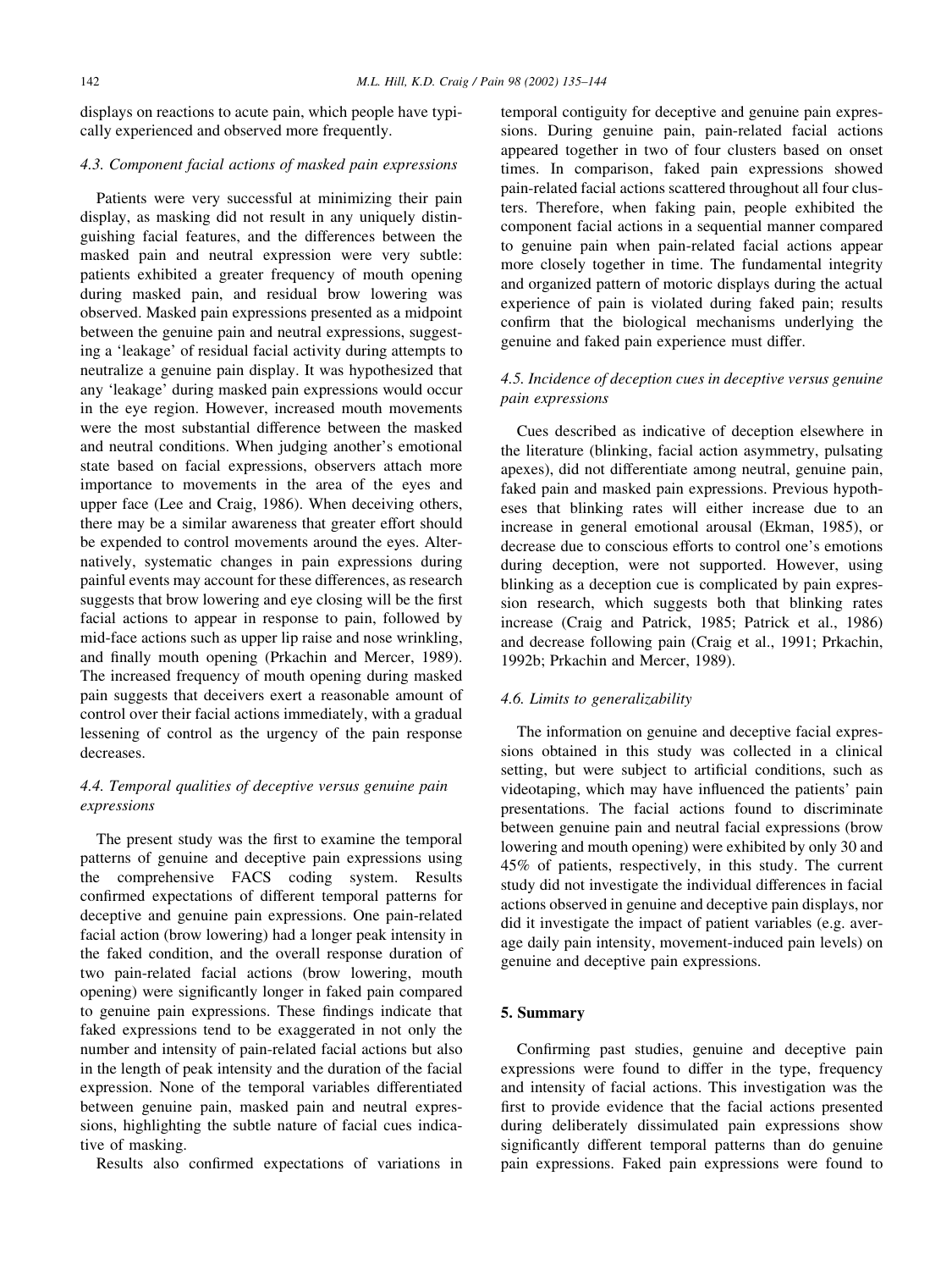displays on reactions to acute pain, which people have typically experienced and observed more frequently.

### 4.3. Component facial actions of masked pain expressions

Patients were very successful at minimizing their pain display, as masking did not result in any uniquely distinguishing facial features, and the differences between the masked pain and neutral expression were very subtle: patients exhibited a greater frequency of mouth opening during masked pain, and residual brow lowering was observed. Masked pain expressions presented as a midpoint between the genuine pain and neutral expressions, suggesting a 'leakage' of residual facial activity during attempts to neutralize a genuine pain display. It was hypothesized that any 'leakage' during masked pain expressions would occur in the eye region. However, increased mouth movements were the most substantial difference between the masked and neutral conditions. When judging another's emotional state based on facial expressions, observers attach more importance to movements in the area of the eyes and upper face (Lee and Craig, 1986). When deceiving others, there may be a similar awareness that greater effort should be expended to control movements around the eyes. Alternatively, systematic changes in pain expressions during painful events may account for these differences, as research suggests that brow lowering and eye closing will be the first facial actions to appear in response to pain, followed by mid-face actions such as upper lip raise and nose wrinkling, and finally mouth opening (Prkachin and Mercer, 1989). The increased frequency of mouth opening during masked pain suggests that deceivers exert a reasonable amount of control over their facial actions immediately, with a gradual lessening of control as the urgency of the pain response decreases.

### 4.4. Temporal qualities of deceptive versus genuine pain expressions

The present study was the first to examine the temporal patterns of genuine and deceptive pain expressions using the comprehensive FACS coding system. Results confirmed expectations of different temporal patterns for deceptive and genuine pain expressions. One pain-related facial action (brow lowering) had a longer peak intensity in the faked condition, and the overall response duration of two pain-related facial actions (brow lowering, mouth opening) were significantly longer in faked pain compared to genuine pain expressions. These findings indicate that faked expressions tend to be exaggerated in not only the number and intensity of pain-related facial actions but also in the length of peak intensity and the duration of the facial expression. None of the temporal variables differentiated between genuine pain, masked pain and neutral expressions, highlighting the subtle nature of facial cues indicative of masking.

Results also confirmed expectations of variations in temporal contiguity for deceptive and genuine pain expressions. During genuine pain, pain-related facial actions appeared together in two of four clusters based on onset times. In comparison, faked pain expressions showed pain-related facial actions scattered throughout all four clusters. Therefore, when faking pain, people exhibited the component facial actions in a sequential manner compared to genuine pain when pain-related facial actions appear more closely together in time. The fundamental integrity and organized pattern of motoric displays during the actual experience of pain is violated during faked pain; results confirm that the biological mechanisms underlying the genuine and faked pain experience must differ.

### 4.5. Incidence of deception cues in deceptive versus genuine pain expressions

Cues described as indicative of deception elsewhere in the literature (blinking, facial action asymmetry, pulsating apexes), did not differentiate among neutral, genuine pain, faked pain and masked pain expressions. Previous hypotheses that blinking rates will either increase due to an increase in general emotional arousal (Ekman, 1985), or decrease due to conscious efforts to control one's emotions during deception, were not supported. However, using blinking as a deception cue is complicated by pain expression research, which suggests both that blinking rates increase (Craig and Patrick, 1985; Patrick et al., 1986) and decrease following pain (Craig et al., 1991; Prkachin, 1992b; Prkachin and Mercer, 1989).

### 4.6. Limits to generalizability

The information on genuine and deceptive facial expressions obtained in this study was collected in a clinical setting, but were subject to artificial conditions, such as videotaping, which may have influenced the patients' pain presentations. The facial actions found to discriminate between genuine pain and neutral facial expressions (brow lowering and mouth opening) were exhibited by only 30 and 45% of patients, respectively, in this study. The current study did not investigate the individual differences in facial actions observed in genuine and deceptive pain displays, nor did it investigate the impact of patient variables (e.g. average daily pain intensity, movement-induced pain levels) on genuine and deceptive pain expressions.

## 5. Summary

Confirming past studies, genuine and deceptive pain expressions were found to differ in the type, frequency and intensity of facial actions. This investigation was the first to provide evidence that the facial actions presented during deliberately dissimulated pain expressions show significantly different temporal patterns than do genuine pain expressions. Faked pain expressions were found to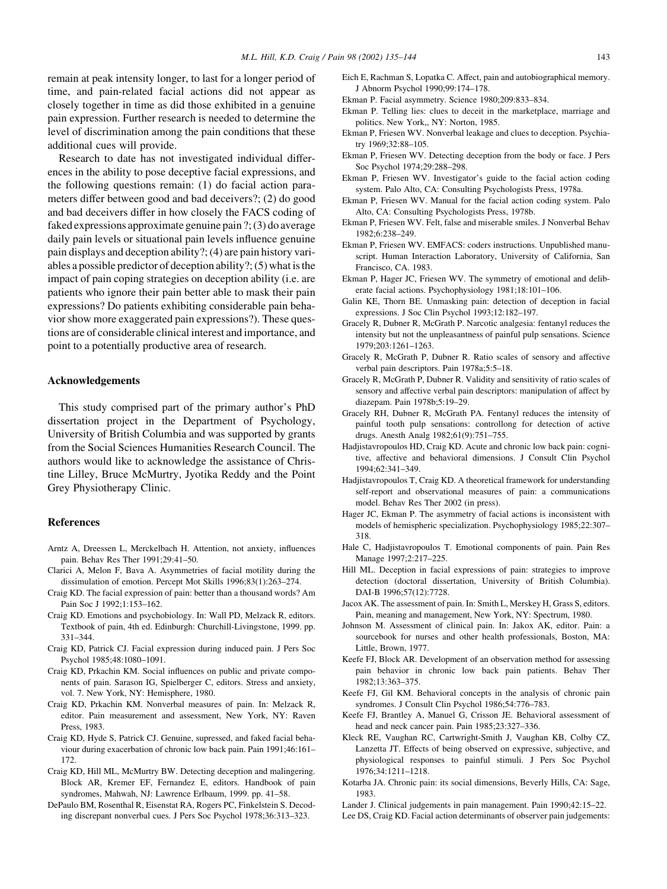remain at peak intensity longer, to last for a longer period of time, and pain-related facial actions did not appear as closely together in time as did those exhibited in a genuine pain expression. Further research is needed to determine the level of discrimination among the pain conditions that these additional cues will provide.

Research to date has not investigated individual differences in the ability to pose deceptive facial expressions, and the following questions remain: (1) do facial action parameters differ between good and bad deceivers?; (2) do good and bad deceivers differ in how closely the FACS coding of faked expressions approximate genuine pain ?; (3) do average daily pain levels or situational pain levels influence genuine pain displays and deception ability?; (4) are pain history variables a possible predictor of deception ability?; (5) what is the impact of pain coping strategies on deception ability (i.e. are patients who ignore their pain better able to mask their pain expressions? Do patients exhibiting considerable pain behavior show more exaggerated pain expressions?). These questions are of considerable clinical interest and importance, and point to a potentially productive area of research.

## Acknowledgements

This study comprised part of the primary author's PhD dissertation project in the Department of Psychology, University of British Columbia and was supported by grants from the Social Sciences Humanities Research Council. The authors would like to acknowledge the assistance of Christine Lilley, Bruce McMurtry, Jyotika Reddy and the Point Grey Physiotherapy Clinic.

## References

Arntz A, Dreessen L, Merckelbach H. Attention, not anxiety, influences pain. Behav Res Ther 1991;29:41–50.

Clarici A, Melon F, Bava A. Asymmetries of facial motility during the dissimulation of emotion. Percept Mot Skills 1996;83(1):263–274.

Craig KD. The facial expression of pain: better than a thousand words? Am Pain Soc J 1992;1:153–162.

Craig KD. Emotions and psychobiology. In: Wall PD, Melzack R, editors. Textbook of pain, 4th ed. Edinburgh: Churchill-Livingstone, 1999. pp. 331–344.

Craig KD, Patrick CJ. Facial expression during induced pain. J Pers Soc Psychol 1985;48:1080–1091.

Craig KD, Prkachin KM. Social influences on public and private components of pain. Sarason IG, Spielberger C, editors. Stress and anxiety, vol. 7. New York, NY: Hemisphere, 1980.

Craig KD, Prkachin KM. Nonverbal measures of pain. In: Melzack R, editor. Pain measurement and assessment, New York, NY: Raven Press, 1983.

Craig KD, Hyde S, Patrick CJ. Genuine, supressed, and faked facial behaviour during exacerbation of chronic low back pain. Pain 1991;46:161–172.

Craig KD, Hill ML, McMurtry BW. Detecting deception and malingering. Block AR, Kremer EF, Fernandez E, editors. Handbook of pain syndromes, Mahwah, NJ: Lawrence Erlbaum, 1999. pp. 41–58.

DePaulo BM, Rosenthal R, Eisenstat RA, Rogers PC, Finkelstein S. Decoding discrepant nonverbal cues. J Pers Soc Psychol 1978;36:313–323.

Eich E, Rachman S, Lopatka C. Affect, pain and autobiographical memory. J Abnorm Psychol 1990;99:174–178.

Ekman P. Facial asymmetry. Science 1980;209:833–834.

Ekman P. Telling lies: clues to deceit in the marketplace, marriage and politics. New York,, NY: Norton, 1985.

Ekman P, Friesen WV. Nonverbal leakage and clues to deception. Psychiatry 1969;32:88–105.

Ekman P, Friesen WV. Detecting deception from the body or face. J Pers Soc Psychol 1974;29:288–298.

Ekman P, Friesen WV. Investigator's guide to the facial action coding system. Palo Alto, CA: Consulting Psychologists Press, 1978a.

Ekman P, Friesen WV. Manual for the facial action coding system. Palo Alto, CA: Consulting Psychologists Press, 1978b.

Ekman P, Friesen WV. Felt, false and miserable smiles. J Nonverbal Behav 1982;6:238–249.

Ekman P, Friesen WV. EMFACS: coders instructions. Unpublished manuscript. Human Interaction Laboratory, University of California, San Francisco, CA. 1983.

Ekman P, Hager JC, Friesen WV. The symmetry of emotional and deliberate facial actions. Psychophysiology 1981;18:101–106.

Galin KE, Thorn BE. Unmasking pain: detection of deception in facial expressions. J Soc Clin Psychol 1993;12:182–197.

Gracely R, Dubner R, McGrath P. Narcotic analgesia: fentanyl reduces the intensity but not the unpleasantness of painful pulp sensations. Science 1979;203:1261–1263.

Gracely R, McGrath P, Dubner R. Ratio scales of sensory and affective verbal pain descriptors. Pain 1978a;5:5–18.

Gracely R, McGrath P, Dubner R. Validity and sensitivity of ratio scales of sensory and affective verbal pain descriptors: manipulation of affect by diazepam. Pain 1978b;5:19–29.

Gracely RH, Dubner R, McGrath PA. Fentanyl reduces the intensity of painful tooth pulp sensations: controllong for detection of active drugs. Anesth Analg 1982;61(9):751–755.

Hadjistavropoulos HD, Craig KD. Acute and chronic low back pain: cognitive, affective and behavioral dimensions. J Consult Clin Psychol 1994;62:341–349.

Hadjistavropoulos T, Craig KD. A theoretical framework for understanding self-report and observational measures of pain: a communications model. Behav Res Ther 2002 (in press).

Hager JC, Ekman P. The asymmetry of facial actions is inconsistent with models of hemispheric specialization. Psychophysiology 1985;22:307–318.

Hale C, Hadjistavropoulos T. Emotional components of pain. Pain Res Manage 1997;2:217–225.

Hill ML. Deception in facial expressions of pain: strategies to improve detection (doctoral dissertation, University of British Columbia). DAI-B 1996;57(12):7728.

Jacox AK. The assessment of pain. In: Smith L, Merskey H, Grass S, editors. Pain, meaning and management, New York, NY: Spectrum, 1980.

Johnson M. Assessment of clinical pain. In: Jakox AK, editor. Pain: a sourcebook for nurses and other health professionals, Boston, MA: Little, Brown, 1977.

Keefe FJ, Block AR. Development of an observation method for assessing pain behavior in chronic low back pain patients. Behav Ther 1982;13:363–375.

Keefe FJ, Gil KM. Behavioral concepts in the analysis of chronic pain syndromes. J Consult Clin Psychol 1986;54:776–783.

Keefe FJ, Brantley A, Manuel G, Crisson JE. Behavioral assessment of head and neck cancer pain. Pain 1985;23:327–336.

Kleck RE, Vaughan RC, Cartwright-Smith J, Vaughan KB, Colby CZ, Lanzetta JT. Effects of being observed on expressive, subjective, and physiological responses to painful stimuli. J Pers Soc Psychol 1976;34:1211–1218.

Kotarba JA. Chronic pain: its social dimensions, Beverly Hills, CA: Sage, 1983.

Lander J. Clinical judgements in pain management. Pain 1990;42:15–22.

Lee DS, Craig KD. Facial action determinants of observer pain judgements: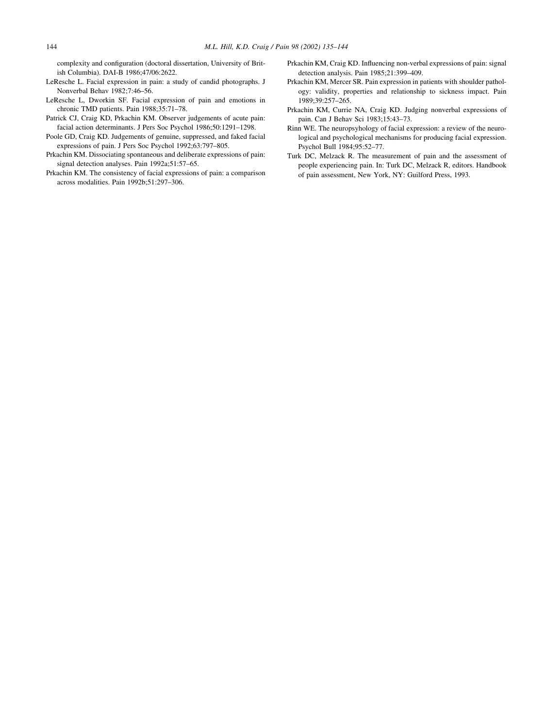complexity and configuration (doctoral dissertation, University of British Columbia). DAI-B 1986;47/06:2622.

LeResche L. Facial expression in pain: a study of candid photographs. J Nonverbal Behav 1982;7:46–56.

LeResche L, Dworkin SF. Facial expression of pain and emotions in chronic TMD patients. Pain 1988;35:71–78.

Patrick CJ, Craig KD, Prkachin KM. Observer judgements of acute pain: facial action determinants. J Pers Soc Psychol 1986;50:1291–1298.

Poole GD, Craig KD. Judgements of genuine, suppressed, and faked facial expressions of pain. J Pers Soc Psychol 1992;63:797–805.

Prkachin KM. Dissociating spontaneous and deliberate expressions of pain: signal detection analyses. Pain 1992a;51:57–65.

Prkachin KM. The consistency of facial expressions of pain: a comparison across modalities. Pain 1992b;51:297–306.

Prkachin KM, Craig KD. Influencing non-verbal expressions of pain: signal detection analysis. Pain 1985;21:399–409.

Prkachin KM, Mercer SR. Pain expression in patients with shoulder pathology: validity, properties and relationship to sickness impact. Pain 1989;39:257–265.

Prkachin KM, Currie NA, Craig KD. Judging nonverbal expressions of pain. Can J Behav Sci 1983;15:43–73.

Rinn WE. The neuropsyhology of facial expression: a review of the neurological and psychological mechanisms for producing facial expression. Psychol Bull 1984;95:52–77.

Turk DC, Melzack R. The measurement of pain and the assessment of people experiencing pain. In: Turk DC, Melzack R, editors. Handbook of pain assessment, New York, NY: Guilford Press, 1993.